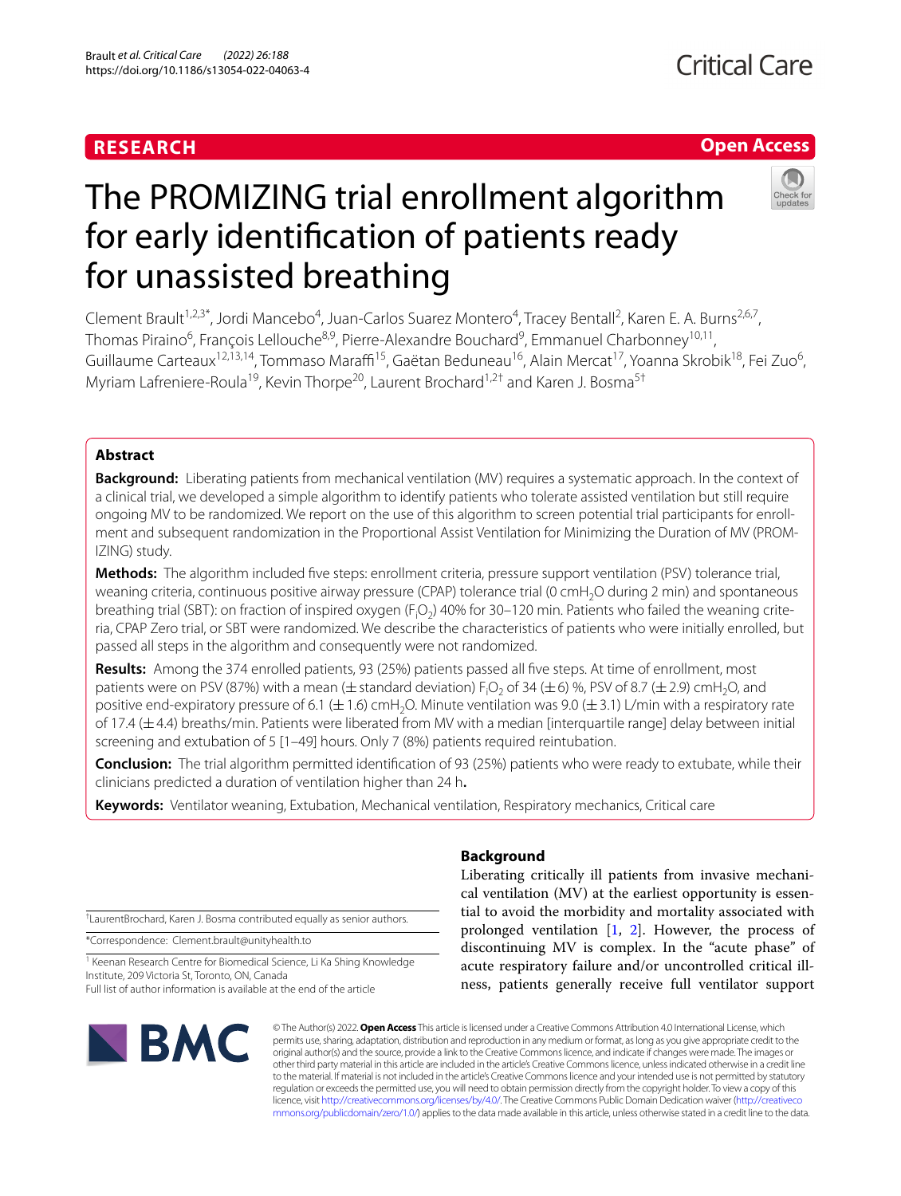RESEARCH

Open Access

# The PROMIZING trial enrollment algorithm for early identification of patients ready for unassisted breathing

Clement Brault[1,2,3*], Jordi Mancebo[4], Juan-Carlos Suarez Montero[4], Tracey Bentall[2], Karen E. A. Burns[2,6,7], Thomas Piraino[6], François Lellouche[8,9], Pierre-Alexandre Bouchard[9], Emmanuel Charbonney[10,11], Guillaume Carteaux[12,13,14], Tommaso Maraffi[15], Gaëtan Beduneau[16], Alain Mercat[17], Yoanna Skrobik[18], Fei Zuo[6], Myriam Lafreniere-Roula[19], Kevin Thorpe[20], Laurent Brochard[1,2†] and Karen J. Bosma[5†]

## Abstract

**Background:** Liberating patients from mechanical ventilation (MV) requires a systematic approach. In the context of a clinical trial, we developed a simple algorithm to identify patients who tolerate assisted ventilation but still require ongoing MV to be randomized. We report on the use of this algorithm to screen potential trial participants for enrollment and subsequent randomization in the Proportional Assist Ventilation for Minimizing the Duration of MV (PROMIZING) study.

**Methods:** The algorithm included five steps: enrollment criteria, pressure support ventilation (PSV) tolerance trial, weaning criteria, continuous positive airway pressure (CPAP) tolerance trial (0 cm$H_2O$ during 2 min) and spontaneous breathing trial (SBT): on fraction of inspired oxygen ($F_iO_2$) 40% for 30–120 min. Patients who failed the weaning criteria, CPAP Zero trial, or SBT were randomized. We describe the characteristics of patients who were initially enrolled, but passed all steps in the algorithm and consequently were not randomized.

**Results:** Among the 374 enrolled patients, 93 (25%) patients passed all five steps. At time of enrollment, most patients were on PSV (87%) with a mean (± standard deviation) $F_iO_2$ of 34 (± 6) %, PSV of 8.7 (± 2.9) cm$H_2O$, and positive end-expiratory pressure of 6.1 (± 1.6) cm$H_2O$. Minute ventilation was 9.0 (± 3.1) L/min with a respiratory rate of 17.4 (± 4.4) breaths/min. Patients were liberated from MV with a median [interquartile range] delay between initial screening and extubation of 5 [1–49] hours. Only 7 (8%) patients required reintubation.

**Conclusion:** The trial algorithm permitted identification of 93 (25%) patients who were ready to extubate, while their clinicians predicted a duration of ventilation higher than 24 h**.**

**Keywords:** Ventilator weaning, Extubation, Mechanical ventilation, Respiratory mechanics, Critical care

## Background

Liberating critically ill patients from invasive mechanical ventilation (MV) at the earliest opportunity is essential to avoid the morbidity and mortality associated with prolonged ventilation [1, 2]. However, the process of discontinuing MV is complex. In the "acute phase" of acute respiratory failure and/or uncontrolled critical illness, patients generally receive full ventilator support

†LaurentBrochard, Karen J. Bosma contributed equally as senior authors.

*Correspondence: Clement.brault@unityhealth.to

[1] Keenan Research Centre for Biomedical Science, Li Ka Shing Knowledge Institute, 209 Victoria St, Toronto, ON, Canada

Full list of author information is available at the end of the article

© The Author(s) 2022. **Open Access** This article is licensed under a Creative Commons Attribution 4.0 International License, which permits use, sharing, adaptation, distribution and reproduction in any medium or format, as long as you give appropriate credit to the original author(s) and the source, provide a link to the Creative Commons licence, and indicate if changes were made. The images or other third party material in this article are included in the article's Creative Commons licence, unless indicated otherwise in a credit line to the material. If material is not included in the article's Creative Commons licence and your intended use is not permitted by statutory regulation or exceeds the permitted use, you will need to obtain permission directly from the copyright holder. To view a copy of this licence, visit http://creativecommons.org/licenses/by/4.0/. The Creative Commons Public Domain Dedication waiver (http://creativecommons.org/publicdomain/zero/1.0/) applies to the data made available in this article, unless otherwise stated in a credit line to the data.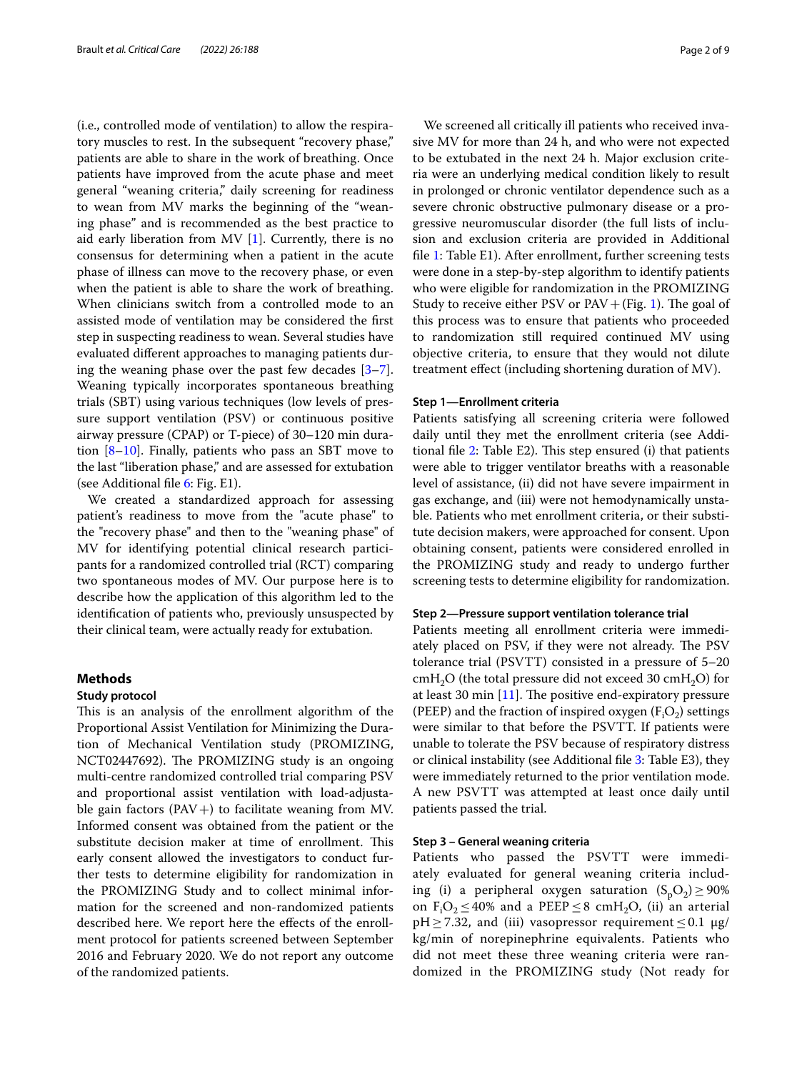(i.e., controlled mode of ventilation) to allow the respiratory muscles to rest. In the subsequent "recovery phase," patients are able to share in the work of breathing. Once patients have improved from the acute phase and meet general "weaning criteria," daily screening for readiness to wean from MV marks the beginning of the "weaning phase" and is recommended as the best practice to aid early liberation from MV [1]. Currently, there is no consensus for determining when a patient in the acute phase of illness can move to the recovery phase, or even when the patient is able to share the work of breathing. When clinicians switch from a controlled mode to an assisted mode of ventilation may be considered the first step in suspecting readiness to wean. Several studies have evaluated different approaches to managing patients during the weaning phase over the past few decades [3–7]. Weaning typically incorporates spontaneous breathing trials (SBT) using various techniques (low levels of pressure support ventilation (PSV) or continuous positive airway pressure (CPAP) or T-piece) of 30–120 min duration [8–10]. Finally, patients who pass an SBT move to the last "liberation phase," and are assessed for extubation (see Additional file 6: Fig. E1).

We created a standardized approach for assessing patient's readiness to move from the "acute phase" to the "recovery phase" and then to the "weaning phase" of MV for identifying potential clinical research participants for a randomized controlled trial (RCT) comparing two spontaneous modes of MV. Our purpose here is to describe how the application of this algorithm led to the identification of patients who, previously unsuspected by their clinical team, were actually ready for extubation.

## Methods

### Study protocol

This is an analysis of the enrollment algorithm of the Proportional Assist Ventilation for Minimizing the Duration of Mechanical Ventilation study (PROMIZING, NCT02447692). The PROMIZING study is an ongoing multi-centre randomized controlled trial comparing PSV and proportional assist ventilation with load-adjustable gain factors (PAV+) to facilitate weaning from MV. Informed consent was obtained from the patient or the substitute decision maker at time of enrollment. This early consent allowed the investigators to conduct further tests to determine eligibility for randomization in the PROMIZING Study and to collect minimal information for the screened and non-randomized patients described here. We report here the effects of the enrollment protocol for patients screened between September 2016 and February 2020. We do not report any outcome of the randomized patients.

We screened all critically ill patients who received invasive MV for more than 24 h, and who were not expected to be extubated in the next 24 h. Major exclusion criteria were an underlying medical condition likely to result in prolonged or chronic ventilator dependence such as a severe chronic obstructive pulmonary disease or a progressive neuromuscular disorder (the full lists of inclusion and exclusion criteria are provided in Additional file 1: Table E1). After enrollment, further screening tests were done in a step-by-step algorithm to identify patients who were eligible for randomization in the PROMIZING Study to receive either PSV or PAV+ (Fig. 1). The goal of this process was to ensure that patients who proceeded to randomization still required continued MV using objective criteria, to ensure that they would not dilute treatment effect (including shortening duration of MV).

### Step 1—Enrollment criteria

Patients satisfying all screening criteria were followed daily until they met the enrollment criteria (see Additional file 2: Table E2). This step ensured (i) that patients were able to trigger ventilator breaths with a reasonable level of assistance, (ii) did not have severe impairment in gas exchange, and (iii) were not hemodynamically unstable. Patients who met enrollment criteria, or their substitute decision makers, were approached for consent. Upon obtaining consent, patients were considered enrolled in the PROMIZING study and ready to undergo further screening tests to determine eligibility for randomization.

### Step 2—Pressure support ventilation tolerance trial

Patients meeting all enrollment criteria were immediately placed on PSV, if they were not already. The PSV tolerance trial (PSVTT) consisted in a pressure of 5–20 $cmH_2O$ (the total pressure did not exceed 30 $cmH_2O$) for at least 30 min [11]. The positive end-expiratory pressure (PEEP) and the fraction of inspired oxygen ($F_iO_2$) settings were similar to that before the PSVTT. If patients were unable to tolerate the PSV because of respiratory distress or clinical instability (see Additional file 3: Table E3), they were immediately returned to the prior ventilation mode. A new PSVTT was attempted at least once daily until patients passed the trial.

### Step 3 – General weaning criteria

Patients who passed the PSVTT were immediately evaluated for general weaning criteria including (i) a peripheral oxygen saturation ($S_pO_2$) ≥ 90% on $F_iO_2$ ≤ 40% and a PEEP ≤ 8 $cmH_2O$, (ii) an arterial pH ≥ 7.32, and (iii) vasopressor requirement ≤ 0.1 μg/kg/min of norepinephrine equivalents. Patients who did not meet these three weaning criteria were randomized in the PROMIZING study (Not ready for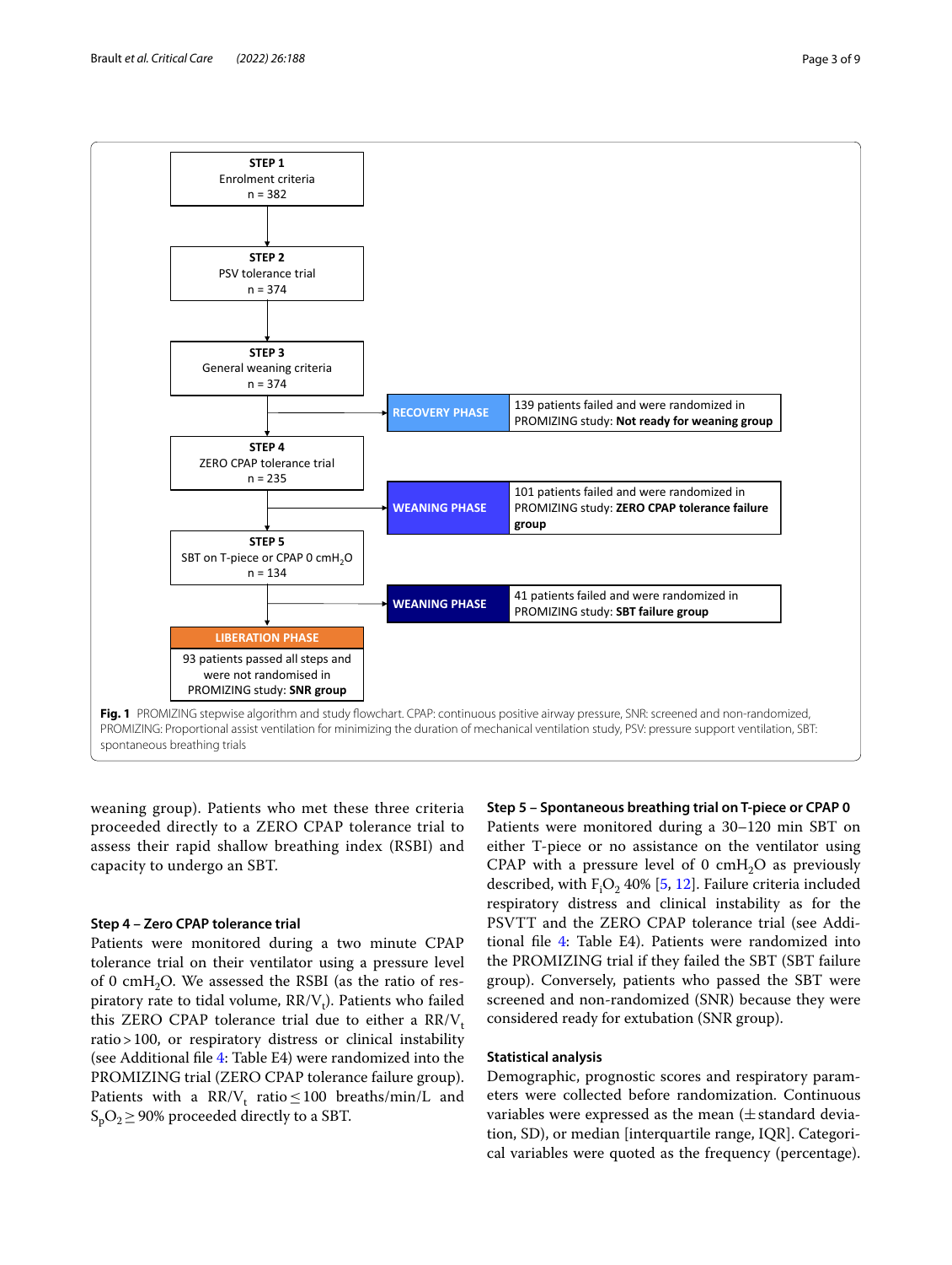**STEP 1**
Enrolment criteria
n = 382

**STEP 2**
PSV tolerance trial
n = 374

**STEP 3**
General weaning criteria
n = 374

**RECOVERY PHASE** — 139 patients failed and were randomized in PROMIZING study: **Not ready for weaning group**

**STEP 4**
ZERO CPAP tolerance trial
n = 235

**WEANING PHASE** — 101 patients failed and were randomized in PROMIZING study: **ZERO CPAP tolerance failure group**

**STEP 5**
SBT on T-piece or CPAP 0 $cmH_2O$
n = 134

**WEANING PHASE** — 41 patients failed and were randomized in PROMIZING study: **SBT failure group**

**LIBERATION PHASE**
93 patients passed all steps and were not randomised in PROMIZING study: **SNR group**

**Fig. 1** PROMIZING stepwise algorithm and study flowchart. CPAP: continuous positive airway pressure, SNR: screened and non-randomized, PROMIZING: Proportional assist ventilation for minimizing the duration of mechanical ventilation study, PSV: pressure support ventilation, SBT: spontaneous breathing trials

weaning group). Patients who met these three criteria proceeded directly to a ZERO CPAP tolerance trial to assess their rapid shallow breathing index (RSBI) and capacity to undergo an SBT.

### Step 4 – Zero CPAP tolerance trial

Patients were monitored during a two minute CPAP tolerance trial on their ventilator using a pressure level of 0 $cmH_2O$. We assessed the RSBI (as the ratio of respiratory rate to tidal volume, $RR/V_t$). Patients who failed this ZERO CPAP tolerance trial due to either a $RR/V_t$ ratio > 100, or respiratory distress or clinical instability (see Additional file 4: Table E4) were randomized into the PROMIZING trial (ZERO CPAP tolerance failure group). Patients with a $RR/V_t$ ratio ≤ 100 breaths/min/L and $S_pO_2 \geq 90\%$ proceeded directly to a SBT.

### Step 5 – Spontaneous breathing trial on T-piece or CPAP 0

Patients were monitored during a 30–120 min SBT on either T-piece or no assistance on the ventilator using CPAP with a pressure level of 0 $cmH_2O$ as previously described, with $F_iO_2$ 40% [5, 12]. Failure criteria included respiratory distress and clinical instability as for the PSVTT and the ZERO CPAP tolerance trial (see Additional file 4: Table E4). Patients were randomized into the PROMIZING trial if they failed the SBT (SBT failure group). Conversely, patients who passed the SBT were screened and non-randomized (SNR) because they were considered ready for extubation (SNR group).

### Statistical analysis

Demographic, prognostic scores and respiratory parameters were collected before randomization. Continuous variables were expressed as the mean (± standard deviation, SD), or median [interquartile range, IQR]. Categorical variables were quoted as the frequency (percentage).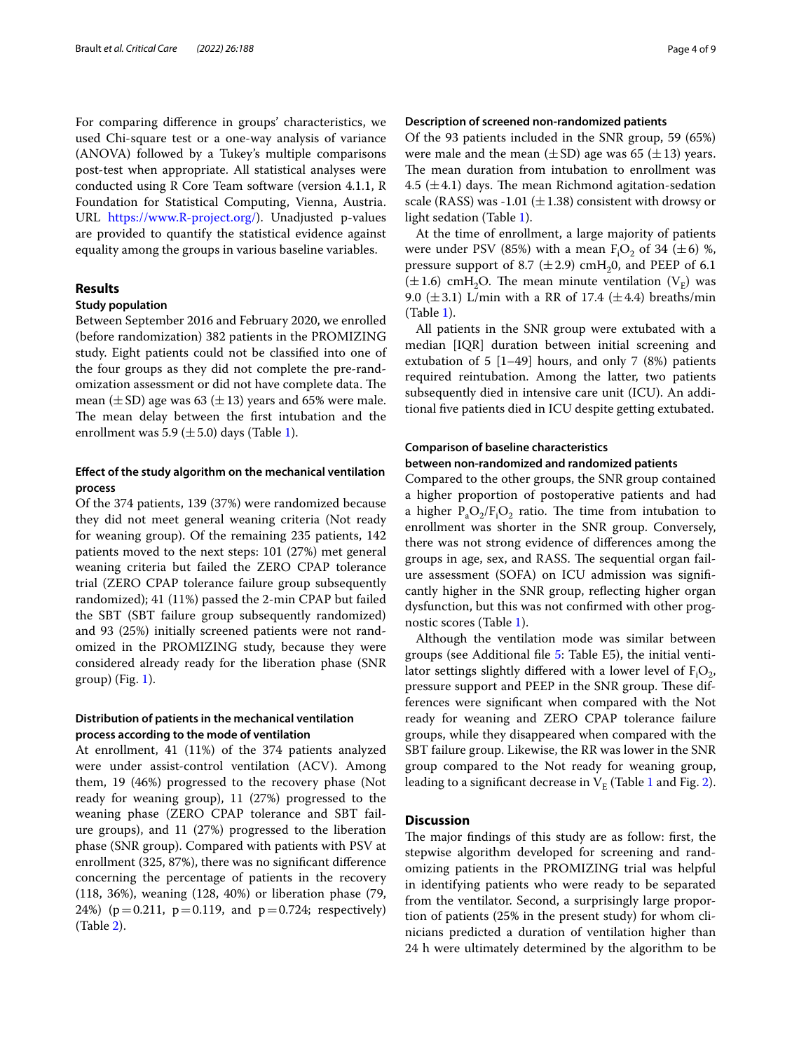For comparing difference in groups' characteristics, we used Chi-square test or a one-way analysis of variance (ANOVA) followed by a Tukey's multiple comparisons post-test when appropriate. All statistical analyses were conducted using R Core Team software (version 4.1.1, R Foundation for Statistical Computing, Vienna, Austria. URL https://www.R-project.org/). Unadjusted p-values are provided to quantify the statistical evidence against equality among the groups in various baseline variables.

## Results

### Study population

Between September 2016 and February 2020, we enrolled (before randomization) 382 patients in the PROMIZING study. Eight patients could not be classified into one of the four groups as they did not complete the pre-randomization assessment or did not have complete data. The mean ($\pm$SD) age was 63 ($\pm$13) years and 65% were male. The mean delay between the first intubation and the enrollment was 5.9 ($\pm$5.0) days (Table 1).

### Effect of the study algorithm on the mechanical ventilation process

Of the 374 patients, 139 (37%) were randomized because they did not meet general weaning criteria (Not ready for weaning group). Of the remaining 235 patients, 142 patients moved to the next steps: 101 (27%) met general weaning criteria but failed the ZERO CPAP tolerance trial (ZERO CPAP tolerance failure group subsequently randomized); 41 (11%) passed the 2-min CPAP but failed the SBT (SBT failure group subsequently randomized) and 93 (25%) initially screened patients were not randomized in the PROMIZING study, because they were considered already ready for the liberation phase (SNR group) (Fig. 1).

### Distribution of patients in the mechanical ventilation process according to the mode of ventilation

At enrollment, 41 (11%) of the 374 patients analyzed were under assist-control ventilation (ACV). Among them, 19 (46%) progressed to the recovery phase (Not ready for weaning group), 11 (27%) progressed to the weaning phase (ZERO CPAP tolerance and SBT failure groups), and 11 (27%) progressed to the liberation phase (SNR group). Compared with patients with PSV at enrollment (325, 87%), there was no significant difference concerning the percentage of patients in the recovery (118, 36%), weaning (128, 40%) or liberation phase (79, 24%) ($p=0.211$, $p=0.119$, and $p=0.724$; respectively) (Table 2).

### Description of screened non-randomized patients

Of the 93 patients included in the SNR group, 59 (65%) were male and the mean ($\pm$SD) age was 65 ($\pm$13) years. The mean duration from intubation to enrollment was 4.5 ($\pm$4.1) days. The mean Richmond agitation-sedation scale (RASS) was -1.01 ($\pm$1.38) consistent with drowsy or light sedation (Table 1).

At the time of enrollment, a large majority of patients were under PSV (85%) with a mean $F_iO_2$ of 34 ($\pm$6) %, pressure support of 8.7 ($\pm$2.9) $cmH_20$, and PEEP of 6.1 ($\pm$1.6) $cmH_2O$. The mean minute ventilation ($V_E$) was 9.0 ($\pm$3.1) L/min with a RR of 17.4 ($\pm$4.4) breaths/min (Table 1).

All patients in the SNR group were extubated with a median [IQR] duration between initial screening and extubation of 5 [1–49] hours, and only 7 (8%) patients required reintubation. Among the latter, two patients subsequently died in intensive care unit (ICU). An additional five patients died in ICU despite getting extubated.

### Comparison of baseline characteristics between non-randomized and randomized patients

Compared to the other groups, the SNR group contained a higher proportion of postoperative patients and had a higher $P_aO_2/F_iO_2$ ratio. The time from intubation to enrollment was shorter in the SNR group. Conversely, there was not strong evidence of differences among the groups in age, sex, and RASS. The sequential organ failure assessment (SOFA) on ICU admission was significantly higher in the SNR group, reflecting higher organ dysfunction, but this was not confirmed with other prognostic scores (Table 1).

Although the ventilation mode was similar between groups (see Additional file 5: Table E5), the initial ventilator settings slightly differed with a lower level of $F_iO_2$, pressure support and PEEP in the SNR group. These differences were significant when compared with the Not ready for weaning and ZERO CPAP tolerance failure groups, while they disappeared when compared with the SBT failure group. Likewise, the RR was lower in the SNR group compared to the Not ready for weaning group, leading to a significant decrease in $V_E$ (Table 1 and Fig. 2).

## Discussion

The major findings of this study are as follow: first, the stepwise algorithm developed for screening and randomizing patients in the PROMIZING trial was helpful in identifying patients who were ready to be separated from the ventilator. Second, a surprisingly large proportion of patients (25% in the present study) for whom clinicians predicted a duration of ventilation higher than 24 h were ultimately determined by the algorithm to be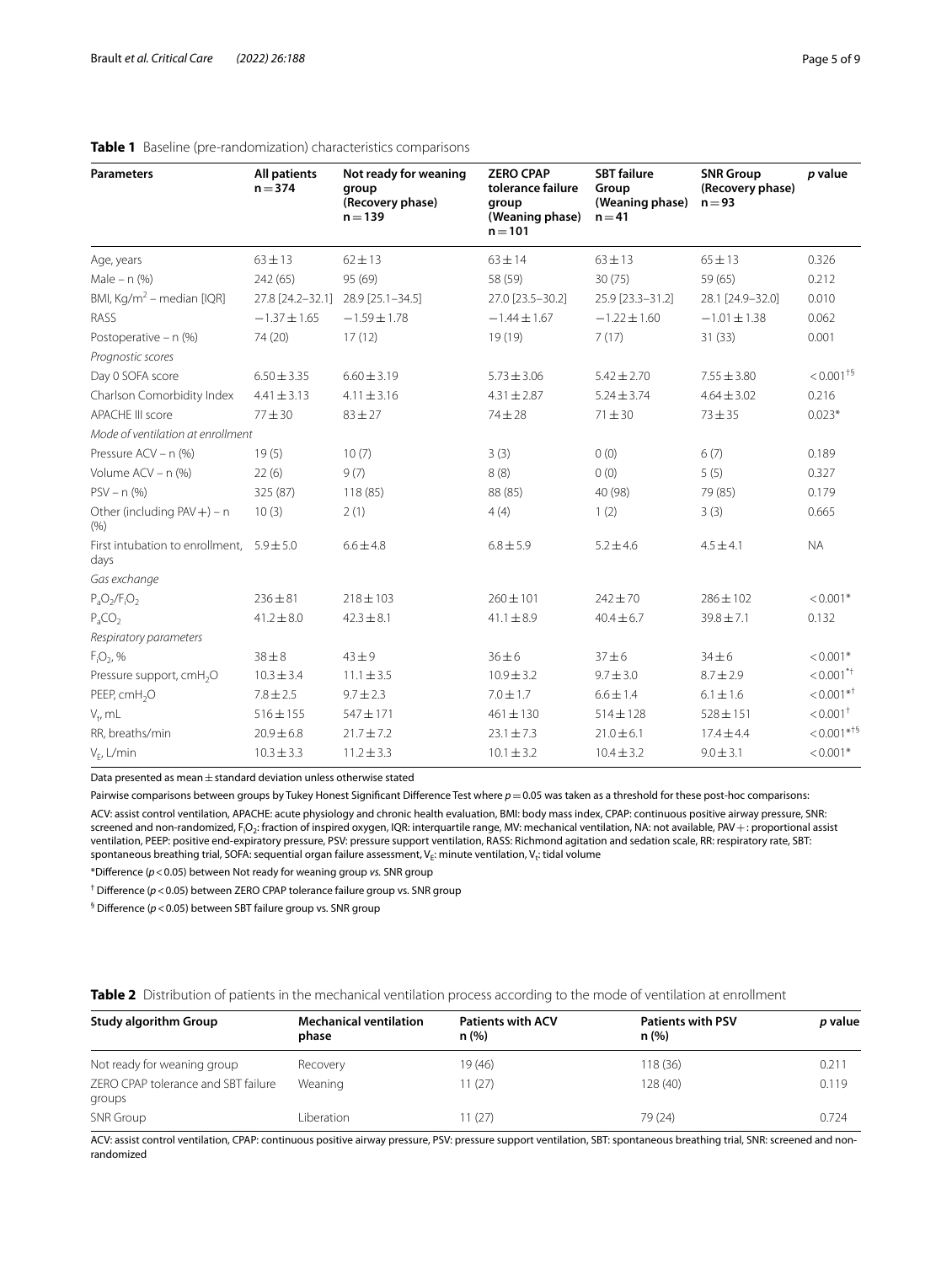**Table 1** Baseline (pre-randomization) characteristics comparisons

| Parameters | All patients n = 374 | Not ready for weaning group (Recovery phase) n = 139 | ZERO CPAP tolerance failure group (Weaning phase) n = 101 | SBT failure Group (Weaning phase) n = 41 | SNR Group (Recovery phase) n = 93 | p value |
|---|---|---|---|---|---|---|
| Age, years | 63 ± 13 | 62 ± 13 | 63 ± 14 | 63 ± 13 | 65 ± 13 | 0.326 |
| Male – n (%) | 242 (65) | 95 (69) | 58 (59) | 30 (75) | 59 (65) | 0.212 |
| BMI, $Kg/m^2$ – median [IQR] | 27.8 [24.2–32.1] | 28.9 [25.1–34.5] | 27.0 [23.5–30.2] | 25.9 [23.3–31.2] | 28.1 [24.9–32.0] | 0.010 |
| RASS | −1.37 ± 1.65 | −1.59 ± 1.78 | −1.44 ± 1.67 | −1.22 ± 1.60 | −1.01 ± 1.38 | 0.062 |
| Postoperative – n (%) | 74 (20) | 17 (12) | 19 (19) | 7 (17) | 31 (33) | 0.001 |
| *Prognostic scores* | | | | | | |
| Day 0 SOFA score | 6.50 ± 3.35 | 6.60 ± 3.19 | 5.73 ± 3.06 | 5.42 ± 2.70 | 7.55 ± 3.80 | < 0.001[†§] |
| Charlson Comorbidity Index | 4.41 ± 3.13 | 4.11 ± 3.16 | 4.31 ± 2.87 | 5.24 ± 3.74 | 4.64 ± 3.02 | 0.216 |
| APACHE III score | 77 ± 30 | 83 ± 27 | 74 ± 28 | 71 ± 30 | 73 ± 35 | 0.023* |
| *Mode of ventilation at enrollment* | | | | | | |
| Pressure ACV – n (%) | 19 (5) | 10 (7) | 3 (3) | 0 (0) | 6 (7) | 0.189 |
| Volume ACV – n (%) | 22 (6) | 9 (7) | 8 (8) | 0 (0) | 5 (5) | 0.327 |
| PSV – n (%) | 325 (87) | 118 (85) | 88 (85) | 40 (98) | 79 (85) | 0.179 |
| Other (including PAV +) – n (%) | 10 (3) | 2 (1) | 4 (4) | 1 (2) | 3 (3) | 0.665 |
| First intubation to enrollment, days | 5.9 ± 5.0 | 6.6 ± 4.8 | 6.8 ± 5.9 | 5.2 ± 4.6 | 4.5 ± 4.1 | NA |
| *Gas exchange* | | | | | | |
| $P_aO_2/F_IO_2$ | 236 ± 81 | 218 ± 103 | 260 ± 101 | 242 ± 70 | 286 ± 102 | < 0.001* |
| $P_aCO_2$ | 41.2 ± 8.0 | 42.3 ± 8.1 | 41.1 ± 8.9 | 40.4 ± 6.7 | 39.8 ± 7.1 | 0.132 |
| *Respiratory parameters* | | | | | | |
| $F_IO_2$, % | 38 ± 8 | 43 ± 9 | 36 ± 6 | 37 ± 6 | 34 ± 6 | < 0.001* |
| Pressure support, $cmH_2O$ | 10.3 ± 3.4 | 11.1 ± 3.5 | 10.9 ± 3.2 | 9.7 ± 3.0 | 8.7 ± 2.9 | < 0.001*[†] |
| PEEP, $cmH_2O$ | 7.8 ± 2.5 | 9.7 ± 2.3 | 7.0 ± 1.7 | 6.6 ± 1.4 | 6.1 ± 1.6 | < 0.001*[†] |
| $V_t$, mL | 516 ± 155 | 547 ± 171 | 461 ± 130 | 514 ± 128 | 528 ± 151 | < 0.001[†] |
| RR, breaths/min | 20.9 ± 6.8 | 21.7 ± 7.2 | 23.1 ± 7.3 | 21.0 ± 6.1 | 17.4 ± 4.4 | < 0.001*[†§] |
| $V_E$, L/min | 10.3 ± 3.3 | 11.2 ± 3.3 | 10.1 ± 3.2 | 10.4 ± 3.2 | 9.0 ± 3.1 | < 0.001* |

Data presented as mean ± standard deviation unless otherwise stated

Pairwise comparisons between groups by Tukey Honest Significant Difference Test where $p = 0.05$ was taken as a threshold for these post-hoc comparisons:

ACV: assist control ventilation, APACHE: acute physiology and chronic health evaluation, BMI: body mass index, CPAP: continuous positive airway pressure, SNR: screened and non-randomized, $F_IO_2$: fraction of inspired oxygen, IQR: interquartile range, MV: mechanical ventilation, NA: not available, PAV +: proportional assist ventilation, PEEP: positive end-expiratory pressure, PSV: pressure support ventilation, RASS: Richmond agitation and sedation scale, RR: respiratory rate, SBT: spontaneous breathing trial, SOFA: sequential organ failure assessment, $V_E$: minute ventilation, $V_t$: tidal volume

*Difference ($p < 0.05$) between Not ready for weaning group *vs.* SNR group

[†] Difference ($p < 0.05$) between ZERO CPAP tolerance failure group vs. SNR group

[§] Difference ($p < 0.05$) between SBT failure group vs. SNR group

**Table 2** Distribution of patients in the mechanical ventilation process according to the mode of ventilation at enrollment

| Study algorithm Group | Mechanical ventilation phase | Patients with ACV n (%) | Patients with PSV n (%) | p value |
|---|---|---|---|---|
| Not ready for weaning group | Recovery | 19 (46) | 118 (36) | 0.211 |
| ZERO CPAP tolerance and SBT failure groups | Weaning | 11 (27) | 128 (40) | 0.119 |
| SNR Group | Liberation | 11 (27) | 79 (24) | 0.724 |

ACV: assist control ventilation, CPAP: continuous positive airway pressure, PSV: pressure support ventilation, SBT: spontaneous breathing trial, SNR: screened and non-randomized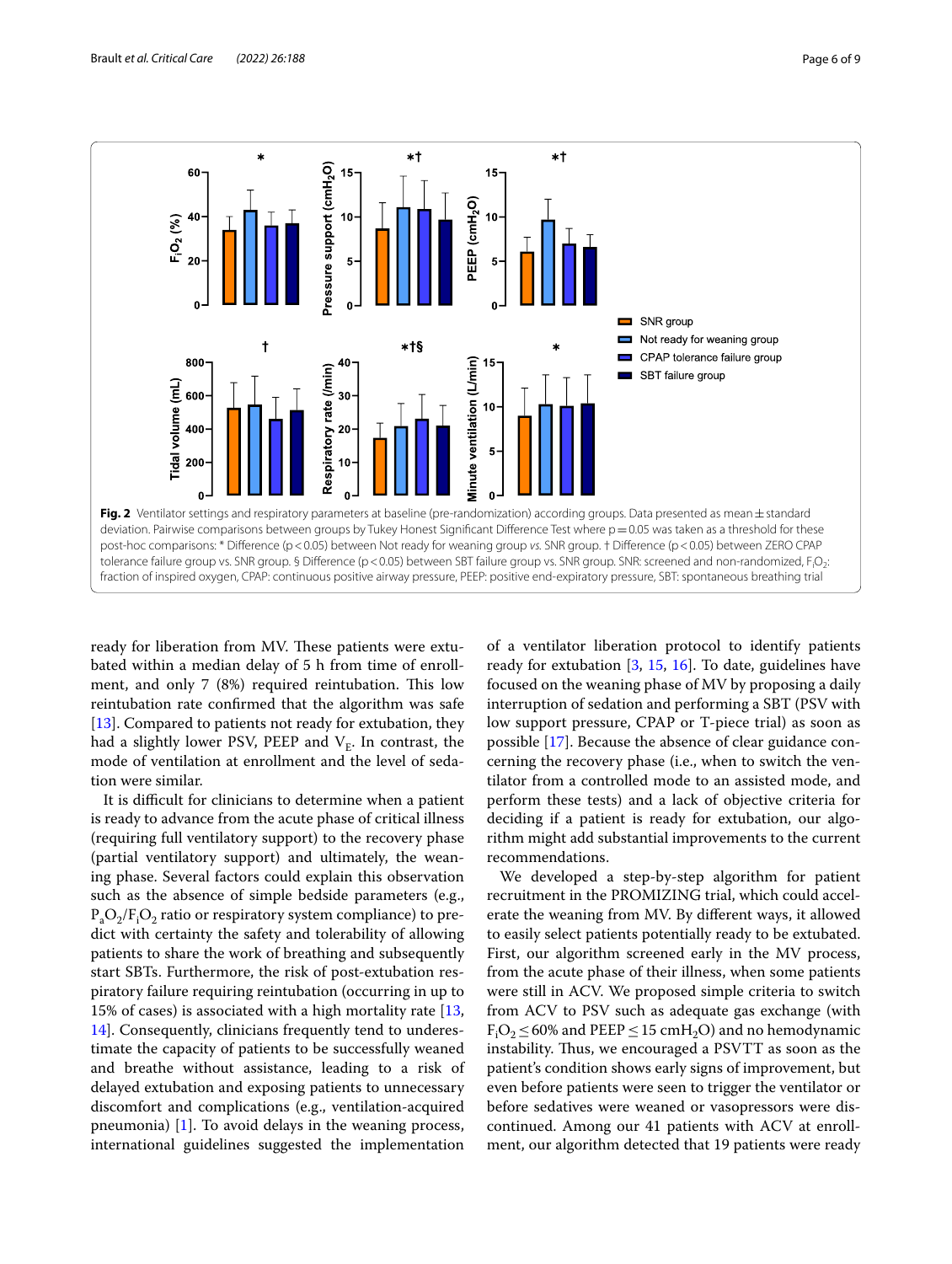**Fig. 2** Ventilator settings and respiratory parameters at baseline (pre-randomization) according groups. Data presented as mean ± standard deviation. Pairwise comparisons between groups by Tukey Honest Significant Difference Test where p = 0.05 was taken as a threshold for these post-hoc comparisons: * Difference (p < 0.05) between Not ready for weaning group *vs.* SNR group. † Difference (p < 0.05) between ZERO CPAP tolerance failure group vs. SNR group. § Difference (p < 0.05) between SBT failure group vs. SNR group. SNR: screened and non-randomized, $F_iO_2$: fraction of inspired oxygen, CPAP: continuous positive airway pressure, PEEP: positive end-expiratory pressure, SBT: spontaneous breathing trial

ready for liberation from MV. These patients were extubated within a median delay of 5 h from time of enrollment, and only 7 (8%) required reintubation. This low reintubation rate confirmed that the algorithm was safe [13]. Compared to patients not ready for extubation, they had a slightly lower PSV, PEEP and $V_E$. In contrast, the mode of ventilation at enrollment and the level of sedation were similar.

It is difficult for clinicians to determine when a patient is ready to advance from the acute phase of critical illness (requiring full ventilatory support) to the recovery phase (partial ventilatory support) and ultimately, the weaning phase. Several factors could explain this observation such as the absence of simple bedside parameters (e.g., $P_aO_2/F_iO_2$ ratio or respiratory system compliance) to predict with certainty the safety and tolerability of allowing patients to share the work of breathing and subsequently start SBTs. Furthermore, the risk of post-extubation respiratory failure requiring reintubation (occurring in up to 15% of cases) is associated with a high mortality rate [13, 14]. Consequently, clinicians frequently tend to underestimate the capacity of patients to be successfully weaned and breathe without assistance, leading to a risk of delayed extubation and exposing patients to unnecessary discomfort and complications (e.g., ventilation-acquired pneumonia) [1]. To avoid delays in the weaning process, international guidelines suggested the implementation of a ventilator liberation protocol to identify patients ready for extubation [3, 15, 16]. To date, guidelines have focused on the weaning phase of MV by proposing a daily interruption of sedation and performing a SBT (PSV with low support pressure, CPAP or T-piece trial) as soon as possible [17]. Because the absence of clear guidance concerning the recovery phase (i.e., when to switch the ventilator from a controlled mode to an assisted mode, and perform these tests) and a lack of objective criteria for deciding if a patient is ready for extubation, our algorithm might add substantial improvements to the current recommendations.

We developed a step-by-step algorithm for patient recruitment in the PROMIZING trial, which could accelerate the weaning from MV. By different ways, it allowed to easily select patients potentially ready to be extubated. First, our algorithm screened early in the MV process, from the acute phase of their illness, when some patients were still in ACV. We proposed simple criteria to switch from ACV to PSV such as adequate gas exchange (with $F_iO_2 \leq 60\%$ and PEEP $\leq 15$ $cmH_2O$) and no hemodynamic instability. Thus, we encouraged a PSVTT as soon as the patient's condition shows early signs of improvement, but even before patients were seen to trigger the ventilator or before sedatives were weaned or vasopressors were discontinued. Among our 41 patients with ACV at enrollment, our algorithm detected that 19 patients were ready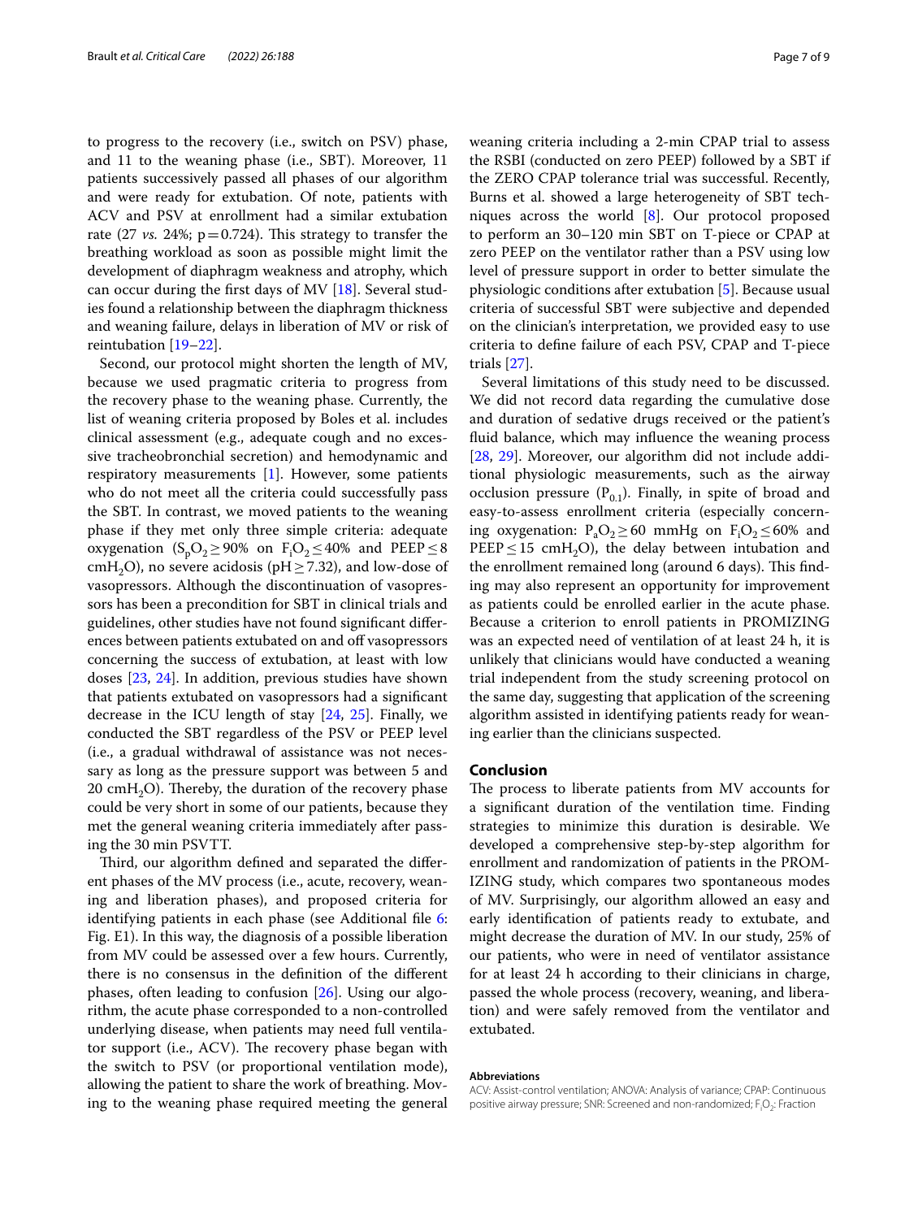to progress to the recovery (i.e., switch on PSV) phase, and 11 to the weaning phase (i.e., SBT). Moreover, 11 patients successively passed all phases of our algorithm and were ready for extubation. Of note, patients with ACV and PSV at enrollment had a similar extubation rate (27 *vs.* 24%; p = 0.724). This strategy to transfer the breathing workload as soon as possible might limit the development of diaphragm weakness and atrophy, which can occur during the first days of MV [18]. Several studies found a relationship between the diaphragm thickness and weaning failure, delays in liberation of MV or risk of reintubation [19–22].

Second, our protocol might shorten the length of MV, because we used pragmatic criteria to progress from the recovery phase to the weaning phase. Currently, the list of weaning criteria proposed by Boles et al. includes clinical assessment (e.g., adequate cough and no excessive tracheobronchial secretion) and hemodynamic and respiratory measurements [1]. However, some patients who do not meet all the criteria could successfully pass the SBT. In contrast, we moved patients to the weaning phase if they met only three simple criteria: adequate oxygenation ($S_pO_2 \geq 90\%$ on $F_iO_2 \leq 40\%$ and PEEP $\leq 8$ $cmH_2O$), no severe acidosis (pH $\geq 7.32$), and low-dose of vasopressors. Although the discontinuation of vasopressors has been a precondition for SBT in clinical trials and guidelines, other studies have not found significant differences between patients extubated on and off vasopressors concerning the success of extubation, at least with low doses [23, 24]. In addition, previous studies have shown that patients extubated on vasopressors had a significant decrease in the ICU length of stay [24, 25]. Finally, we conducted the SBT regardless of the PSV or PEEP level (i.e., a gradual withdrawal of assistance was not necessary as long as the pressure support was between 5 and 20 $cmH_2O$). Thereby, the duration of the recovery phase could be very short in some of our patients, because they met the general weaning criteria immediately after passing the 30 min PSVTT.

Third, our algorithm defined and separated the different phases of the MV process (i.e., acute, recovery, weaning and liberation phases), and proposed criteria for identifying patients in each phase (see Additional file 6: Fig. E1). In this way, the diagnosis of a possible liberation from MV could be assessed over a few hours. Currently, there is no consensus in the definition of the different phases, often leading to confusion [26]. Using our algorithm, the acute phase corresponded to a non-controlled underlying disease, when patients may need full ventilator support (i.e., ACV). The recovery phase began with the switch to PSV (or proportional ventilation mode), allowing the patient to share the work of breathing. Moving to the weaning phase required meeting the general weaning criteria including a 2-min CPAP trial to assess the RSBI (conducted on zero PEEP) followed by a SBT if the ZERO CPAP tolerance trial was successful. Recently, Burns et al. showed a large heterogeneity of SBT techniques across the world [8]. Our protocol proposed to perform an 30–120 min SBT on T-piece or CPAP at zero PEEP on the ventilator rather than a PSV using low level of pressure support in order to better simulate the physiologic conditions after extubation [5]. Because usual criteria of successful SBT were subjective and depended on the clinician's interpretation, we provided easy to use criteria to define failure of each PSV, CPAP and T-piece trials [27].

Several limitations of this study need to be discussed. We did not record data regarding the cumulative dose and duration of sedative drugs received or the patient's fluid balance, which may influence the weaning process [28, 29]. Moreover, our algorithm did not include additional physiologic measurements, such as the airway occlusion pressure ($P_{0.1}$). Finally, in spite of broad and easy-to-assess enrollment criteria (especially concerning oxygenation: $P_aO_2 \geq 60$ mmHg on $F_iO_2 \leq 60\%$ and PEEP $\leq 15$ $cmH_2O$), the delay between intubation and the enrollment remained long (around 6 days). This finding may also represent an opportunity for improvement as patients could be enrolled earlier in the acute phase. Because a criterion to enroll patients in PROMIZING was an expected need of ventilation of at least 24 h, it is unlikely that clinicians would have conducted a weaning trial independent from the study screening protocol on the same day, suggesting that application of the screening algorithm assisted in identifying patients ready for weaning earlier than the clinicians suspected.

## Conclusion

The process to liberate patients from MV accounts for a significant duration of the ventilation time. Finding strategies to minimize this duration is desirable. We developed a comprehensive step-by-step algorithm for enrollment and randomization of patients in the PROMIZING study, which compares two spontaneous modes of MV. Surprisingly, our algorithm allowed an easy and early identification of patients ready to extubate, and might decrease the duration of MV. In our study, 25% of our patients, who were in need of ventilator assistance for at least 24 h according to their clinicians in charge, passed the whole process (recovery, weaning, and liberation) and were safely removed from the ventilator and extubated.

#### Abbreviations

ACV: Assist-control ventilation; ANOVA: Analysis of variance; CPAP: Continuous positive airway pressure; SNR: Screened and non-randomized; $F_iO_2$: Fraction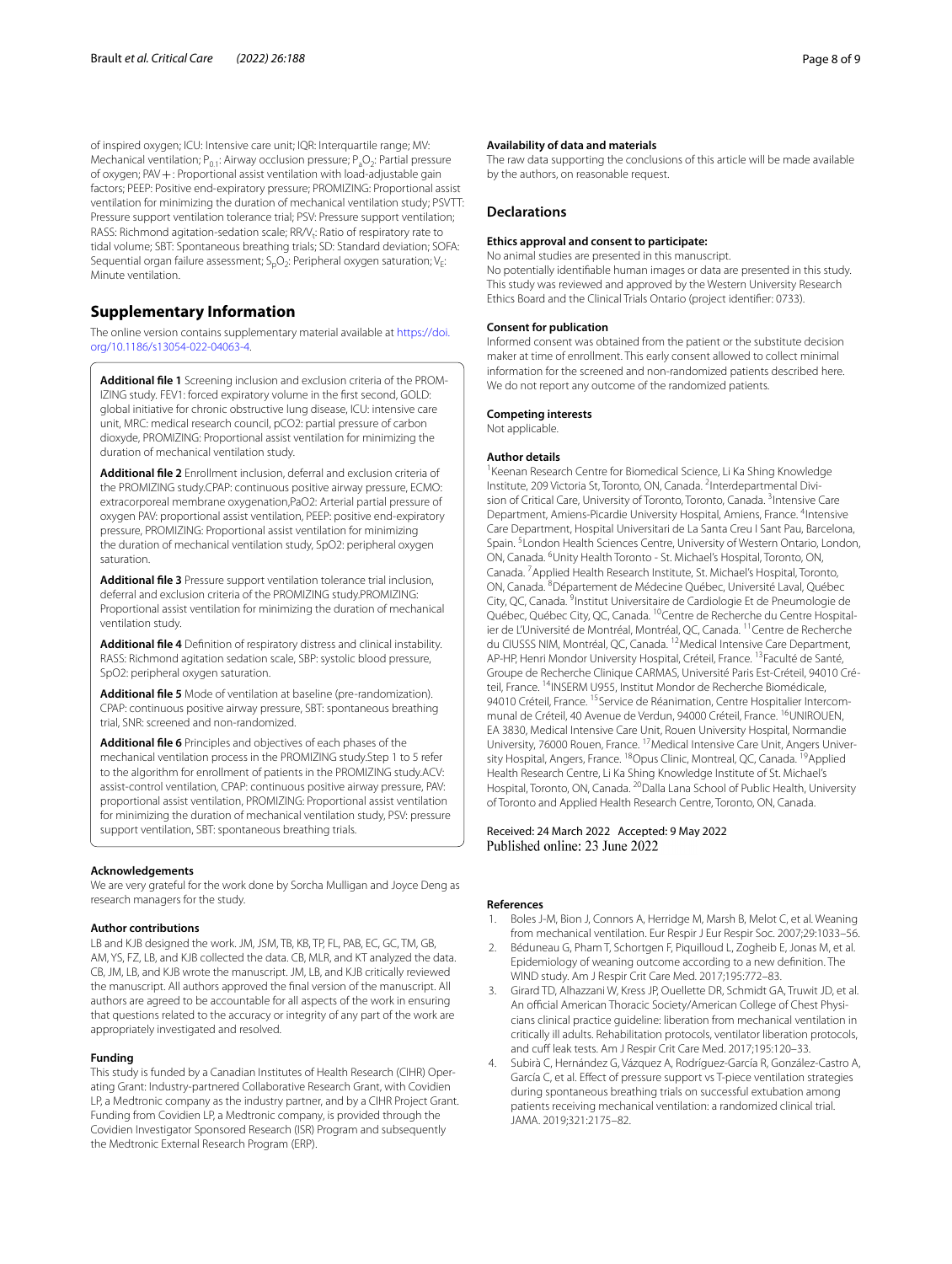of inspired oxygen; ICU: Intensive care unit; IQR: Interquartile range; MV: Mechanical ventilation; $P_{0.1}$: Airway occlusion pressure; $P_aO_2$: Partial pressure of oxygen; PAV+: Proportional assist ventilation with load-adjustable gain factors; PEEP: Positive end-expiratory pressure; PROMIZING: Proportional assist ventilation for minimizing the duration of mechanical ventilation study; PSVTT: Pressure support ventilation tolerance trial; PSV: Pressure support ventilation; RASS: Richmond agitation-sedation scale; RR/$V_t$: Ratio of respiratory rate to tidal volume; SBT: Spontaneous breathing trials; SD: Standard deviation; SOFA: Sequential organ failure assessment; $S_pO_2$: Peripheral oxygen saturation; $V_E$: Minute ventilation.

## Supplementary Information

The online version contains supplementary material available at https://doi.org/10.1186/s13054-022-04063-4.

**Additional file 1** Screening inclusion and exclusion criteria of the PROMIZING study. FEV1: forced expiratory volume in the first second, GOLD: global initiative for chronic obstructive lung disease, ICU: intensive care unit, MRC: medical research council, pCO2: partial pressure of carbon dioxyde, PROMIZING: Proportional assist ventilation for minimizing the duration of mechanical ventilation study.

**Additional file 2** Enrollment inclusion, deferral and exclusion criteria of the PROMIZING study.CPAP: continuous positive airway pressure, ECMO: extracorporeal membrane oxygenation,PaO2: Arterial partial pressure of oxygen PAV: proportional assist ventilation, PEEP: positive end-expiratory pressure, PROMIZING: Proportional assist ventilation for minimizing the duration of mechanical ventilation study, SpO2: peripheral oxygen saturation.

**Additional file 3** Pressure support ventilation tolerance trial inclusion, deferral and exclusion criteria of the PROMIZING study.PROMIZING: Proportional assist ventilation for minimizing the duration of mechanical ventilation study.

**Additional file 4** Definition of respiratory distress and clinical instability. RASS: Richmond agitation sedation scale, SBP: systolic blood pressure, SpO2: peripheral oxygen saturation.

**Additional file 5** Mode of ventilation at baseline (pre-randomization). CPAP: continuous positive airway pressure, SBT: spontaneous breathing trial, SNR: screened and non-randomized.

**Additional file 6** Principles and objectives of each phases of the mechanical ventilation process in the PROMIZING study.Step 1 to 5 refer to the algorithm for enrollment of patients in the PROMIZING study.ACV: assist-control ventilation, CPAP: continuous positive airway pressure, PAV: proportional assist ventilation, PROMIZING: Proportional assist ventilation for minimizing the duration of mechanical ventilation study, PSV: pressure support ventilation, SBT: spontaneous breathing trials.

### Acknowledgements

We are very grateful for the work done by Sorcha Mulligan and Joyce Deng as research managers for the study.

### Author contributions

LB and KJB designed the work. JM, JSM, TB, KB, TP, FL, PAB, EC, GC, TM, GB, AM, YS, FZ, LB, and KJB collected the data. CB, MLR, and KT analyzed the data. CB, JM, LB, and KJB wrote the manuscript. JM, LB, and KJB critically reviewed the manuscript. All authors approved the final version of the manuscript. All authors are agreed to be accountable for all aspects of the work in ensuring that questions related to the accuracy or integrity of any part of the work are appropriately investigated and resolved.

### Funding

This study is funded by a Canadian Institutes of Health Research (CIHR) Operating Grant: Industry-partnered Collaborative Research Grant, with Covidien LP, a Medtronic company as the industry partner, and by a CIHR Project Grant. Funding from Covidien LP, a Medtronic company, is provided through the Covidien Investigator Sponsored Research (ISR) Program and subsequently the Medtronic External Research Program (ERP).

### Availability of data and materials

The raw data supporting the conclusions of this article will be made available by the authors, on reasonable request.

## Declarations

### Ethics approval and consent to participate:

No animal studies are presented in this manuscript.
No potentially identifiable human images or data are presented in this study. This study was reviewed and approved by the Western University Research Ethics Board and the Clinical Trials Ontario (project identifier: 0733).

### Consent for publication

Informed consent was obtained from the patient or the substitute decision maker at time of enrollment. This early consent allowed to collect minimal information for the screened and non-randomized patients described here. We do not report any outcome of the randomized patients.

### Competing interests

Not applicable.

### Author details

[1]Keenan Research Centre for Biomedical Science, Li Ka Shing Knowledge Institute, 209 Victoria St, Toronto, ON, Canada. [2]Interdepartmental Division of Critical Care, University of Toronto, Toronto, Canada. [3]Intensive Care Department, Amiens-Picardie University Hospital, Amiens, France. [4]Intensive Care Department, Hospital Universitari de La Santa Creu I Sant Pau, Barcelona, Spain. [5]London Health Sciences Centre, University of Western Ontario, London, ON, Canada. [6]Unity Health Toronto - St. Michael's Hospital, Toronto, ON, Canada. [7]Applied Health Research Institute, St. Michael's Hospital, Toronto, ON, Canada. [8]Département de Médecine Québec, Université Laval, Québec City, QC, Canada. [9]Institut Universitaire de Cardiologie Et de Pneumologie de Québec, Québec City, QC, Canada. [10]Centre de Recherche du Centre Hospitalier de L'Université de Montréal, Montréal, QC, Canada. [11]Centre de Recherche du CIUSSS NIM, Montréal, QC, Canada. [12]Medical Intensive Care Department, AP-HP, Henri Mondor University Hospital, Créteil, France. [13]Faculté de Santé, Groupe de Recherche Clinique CARMAS, Université Paris Est-Créteil, 94010 Créteil, France. [14]INSERM U955, Institut Mondor de Recherche Biomédicale, 94010 Créteil, France. [15]Service de Réanimation, Centre Hospitalier Intercommunal de Créteil, 40 Avenue de Verdun, 94000 Créteil, France. [16]UNIROUEN, EA 3830, Medical Intensive Care Unit, Rouen University Hospital, Normandie University, 76000 Rouen, France. [17]Medical Intensive Care Unit, Angers University Hospital, Angers, France. [18]Opus Clinic, Montreal, QC, Canada. [19]Applied Health Research Centre, Li Ka Shing Knowledge Institute of St. Michael's Hospital, Toronto, ON, Canada. [20]Dalla Lana School of Public Health, University of Toronto and Applied Health Research Centre, Toronto, ON, Canada.

Received: 24 March 2022 Accepted: 9 May 2022
Published online: 23 June 2022

### References

1. Boles J-M, Bion J, Connors A, Herridge M, Marsh B, Melot C, et al. Weaning from mechanical ventilation. Eur Respir J Eur Respir Soc. 2007;29:1033–56.
2. Béduneau G, Pham T, Schortgen F, Piquilloud L, Zogheib E, Jonas M, et al. Epidemiology of weaning outcome according to a new definition. The WIND study. Am J Respir Crit Care Med. 2017;195:772–83.
3. Girard TD, Alhazzani W, Kress JP, Ouellette DR, Schmidt GA, Truwit JD, et al. An official American Thoracic Society/American College of Chest Physicians clinical practice guideline: liberation from mechanical ventilation in critically ill adults. Rehabilitation protocols, ventilator liberation protocols, and cuff leak tests. Am J Respir Crit Care Med. 2017;195:120–33.
4. Subirà C, Hernández G, Vázquez A, Rodríguez-García R, González-Castro A, García C, et al. Effect of pressure support vs T-piece ventilation strategies during spontaneous breathing trials on successful extubation among patients receiving mechanical ventilation: a randomized clinical trial. JAMA. 2019;321:2175–82.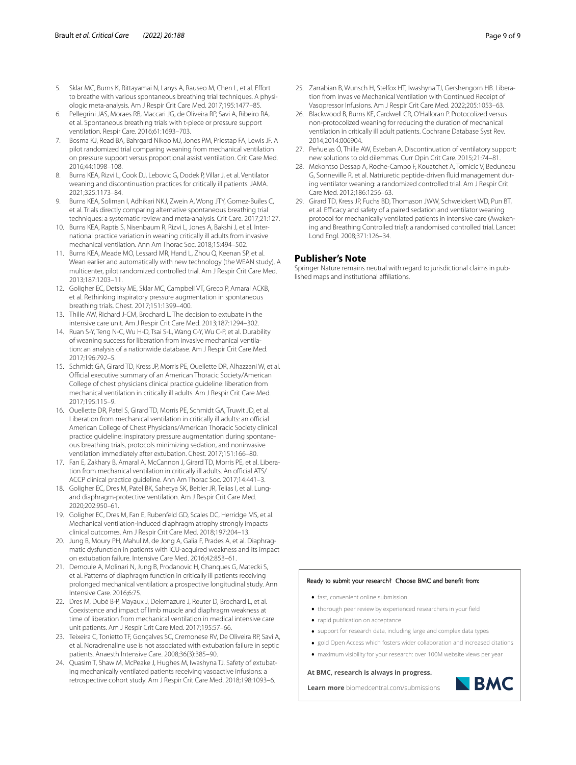5. Sklar MC, Burns K, Rittayamai N, Lanys A, Rauseo M, Chen L, et al. Effort to breathe with various spontaneous breathing trial techniques. A physiologic meta-analysis. Am J Respir Crit Care Med. 2017;195:1477–85.
6. Pellegrini JAS, Moraes RB, Maccari JG, de Oliveira RP, Savi A, Ribeiro RA, et al. Spontaneous breathing trials with t-piece or pressure support ventilation. Respir Care. 2016;61:1693–703.
7. Bosma KJ, Read BA, Bahrgard Nikoo MJ, Jones PM, Priestap FA, Lewis JF. A pilot randomized trial comparing weaning from mechanical ventilation on pressure support versus proportional assist ventilation. Crit Care Med. 2016;44:1098–108.
8. Burns KEA, Rizvi L, Cook DJ, Lebovic G, Dodek P, Villar J, et al. Ventilator weaning and discontinuation practices for critically ill patients. JAMA. 2021;325:1173–84.
9. Burns KEA, Soliman I, Adhikari NKJ, Zwein A, Wong JTY, Gomez-Builes C, et al. Trials directly comparing alternative spontaneous breathing trial techniques: a systematic review and meta-analysis. Crit Care. 2017;21:127.
10. Burns KEA, Raptis S, Nisenbaum R, Rizvi L, Jones A, Bakshi J, et al. International practice variation in weaning critically ill adults from invasive mechanical ventilation. Ann Am Thorac Soc. 2018;15:494–502.
11. Burns KEA, Meade MO, Lessard MR, Hand L, Zhou Q, Keenan SP, et al. Wean earlier and automatically with new technology (the WEAN study). A multicenter, pilot randomized controlled trial. Am J Respir Crit Care Med. 2013;187:1203–11.
12. Goligher EC, Detsky ME, Sklar MC, Campbell VT, Greco P, Amaral ACKB, et al. Rethinking inspiratory pressure augmentation in spontaneous breathing trials. Chest. 2017;151:1399–400.
13. Thille AW, Richard J-CM, Brochard L. The decision to extubate in the intensive care unit. Am J Respir Crit Care Med. 2013;187:1294–302.
14. Ruan S-Y, Teng N-C, Wu H-D, Tsai S-L, Wang C-Y, Wu C-P, et al. Durability of weaning success for liberation from invasive mechanical ventilation: an analysis of a nationwide database. Am J Respir Crit Care Med. 2017;196:792–5.
15. Schmidt GA, Girard TD, Kress JP, Morris PE, Ouellette DR, Alhazzani W, et al. Official executive summary of an American Thoracic Society/American College of chest physicians clinical practice guideline: liberation from mechanical ventilation in critically ill adults. Am J Respir Crit Care Med. 2017;195:115–9.
16. Ouellette DR, Patel S, Girard TD, Morris PE, Schmidt GA, Truwit JD, et al. Liberation from mechanical ventilation in critically ill adults: an official American College of Chest Physicians/American Thoracic Society clinical practice guideline: inspiratory pressure augmentation during spontaneous breathing trials, protocols minimizing sedation, and noninvasive ventilation immediately after extubation. Chest. 2017;151:166–80.
17. Fan E, Zakhary B, Amaral A, McCannon J, Girard TD, Morris PE, et al. Liberation from mechanical ventilation in critically ill adults. An official ATS/ACCP clinical practice guideline. Ann Am Thorac Soc. 2017;14:441–3.
18. Goligher EC, Dres M, Patel BK, Sahetya SK, Beitler JR, Telias I, et al. Lung- and diaphragm-protective ventilation. Am J Respir Crit Care Med. 2020;202:950–61.
19. Goligher EC, Dres M, Fan E, Rubenfeld GD, Scales DC, Herridge MS, et al. Mechanical ventilation-induced diaphragm atrophy strongly impacts clinical outcomes. Am J Respir Crit Care Med. 2018;197:204–13.
20. Jung B, Moury PH, Mahul M, de Jong A, Galia F, Prades A, et al. Diaphragmatic dysfunction in patients with ICU-acquired weakness and its impact on extubation failure. Intensive Care Med. 2016;42:853–61.
21. Demoule A, Molinari N, Jung B, Prodanovic H, Chanques G, Matecki S, et al. Patterns of diaphragm function in critically ill patients receiving prolonged mechanical ventilation: a prospective longitudinal study. Ann Intensive Care. 2016;6:75.
22. Dres M, Dubé B-P, Mayaux J, Delemazure J, Reuter D, Brochard L, et al. Coexistence and impact of limb muscle and diaphragm weakness at time of liberation from mechanical ventilation in medical intensive care unit patients. Am J Respir Crit Care Med. 2017;195:57–66.
23. Teixeira C, Tonietto TF, Gonçalves SC, Cremonese RV, De Oliveira RP, Savi A, et al. Noradrenaline use is not associated with extubation failure in septic patients. Anaesth Intensive Care. 2008;36(3):385–90.
24. Quasim T, Shaw M, McPeake J, Hughes M, Iwashyna TJ. Safety of extubating mechanically ventilated patients receiving vasoactive infusions: a retrospective cohort study. Am J Respir Crit Care Med. 2018;198:1093–6.
25. Zarrabian B, Wunsch H, Stelfox HT, Iwashyna TJ, Gershengorn HB. Liberation from Invasive Mechanical Ventilation with Continued Receipt of Vasopressor Infusions. Am J Respir Crit Care Med. 2022;205:1053–63.
26. Blackwood B, Burns KE, Cardwell CR, O'Halloran P. Protocolized versus non-protocolized weaning for reducing the duration of mechanical ventilation in critically ill adult patients. Cochrane Database Syst Rev. 2014;2014:006904.
27. Peñuelas Ó, Thille AW, Esteban A. Discontinuation of ventilatory support: new solutions to old dilemmas. Curr Opin Crit Care. 2015;21:74–81.
28. Mekontso Dessap A, Roche-Campo F, Kouatchet A, Tomicic V, Beduneau G, Sonneville R, et al. Natriuretic peptide-driven fluid management during ventilator weaning: a randomized controlled trial. Am J Respir Crit Care Med. 2012;186:1256–63.
29. Girard TD, Kress JP, Fuchs BD, Thomason JWW, Schweickert WD, Pun BT, et al. Efficacy and safety of a paired sedation and ventilator weaning protocol for mechanically ventilated patients in intensive care (Awakening and Breathing Controlled trial): a randomised controlled trial. Lancet Lond Engl. 2008;371:126–34.

## Publisher's Note

Springer Nature remains neutral with regard to jurisdictional claims in published maps and institutional affiliations.

Ready to submit your research? Choose BMC and benefit from:

- fast, convenient online submission
- thorough peer review by experienced researchers in your field
- rapid publication on acceptance
- support for research data, including large and complex data types
- gold Open Access which fosters wider collaboration and increased citations
- maximum visibility for your research: over 100M website views per year

**At BMC, research is always in progress.**

**Learn more** biomedcentral.com/submissions

BMC